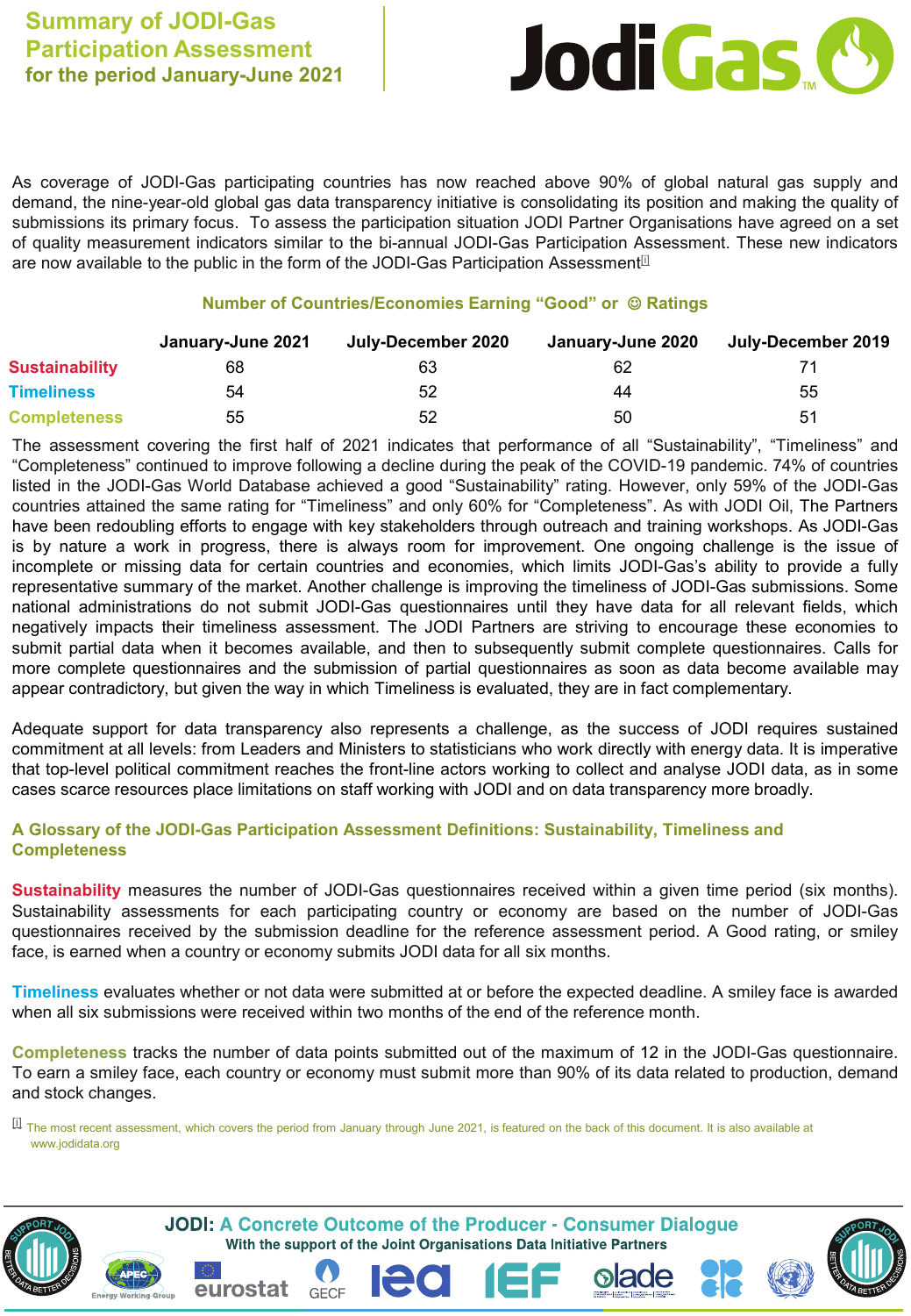# Summary of JODI-Gas Participation Assessment for the period January-June 2021

JodiGas™

As coverage of JODI-Gas participating countries has now reached above 90% of global natural gas supply and demand, the nine-year-old global gas data transparency initiative is consolidating its position and making the quality of submissions its primary focus. To assess the participation situation JODI Partner Organisations have agreed on a set of quality measurement indicators similar to the bi-annual JODI-Gas Participation Assessment. These new indicators are now available to the public in the form of the JODI-Gas Participation Assessment[i]

### Number of Countries/Economies Earning "Good" or ☺ Ratings

| | January-June 2021 | July-December 2020 | January-June 2020 | July-December 2019 |
|---|---|---|---|---|
| Sustainability | 68 | 63 | 62 | 71 |
| Timeliness | 54 | 52 | 44 | 55 |
| Completeness | 55 | 52 | 50 | 51 |

The assessment covering the first half of 2021 indicates that performance of all "Sustainability", "Timeliness" and "Completeness" continued to improve following a decline during the peak of the COVID-19 pandemic. 74% of countries listed in the JODI-Gas World Database achieved a good "Sustainability" rating. However, only 59% of the JODI-Gas countries attained the same rating for "Timeliness" and only 60% for "Completeness". As with JODI Oil, The Partners have been redoubling efforts to engage with key stakeholders through outreach and training workshops. As JODI-Gas is by nature a work in progress, there is always room for improvement. One ongoing challenge is the issue of incomplete or missing data for certain countries and economies, which limits JODI-Gas's ability to provide a fully representative summary of the market. Another challenge is improving the timeliness of JODI-Gas submissions. Some national administrations do not submit JODI-Gas questionnaires until they have data for all relevant fields, which negatively impacts their timeliness assessment. The JODI Partners are striving to encourage these economies to submit partial data when it becomes available, and then to subsequently submit complete questionnaires. Calls for more complete questionnaires and the submission of partial questionnaires as soon as data become available may appear contradictory, but given the way in which Timeliness is evaluated, they are in fact complementary.

Adequate support for data transparency also represents a challenge, as the success of JODI requires sustained commitment at all levels: from Leaders and Ministers to statisticians who work directly with energy data. It is imperative that top-level political commitment reaches the front-line actors working to collect and analyse JODI data, as in some cases scarce resources place limitations on staff working with JODI and on data transparency more broadly.

### A Glossary of the JODI-Gas Participation Assessment Definitions: Sustainability, Timeliness and Completeness

**Sustainability** measures the number of JODI-Gas questionnaires received within a given time period (six months). Sustainability assessments for each participating country or economy are based on the number of JODI-Gas questionnaires received by the submission deadline for the reference assessment period. A Good rating, or smiley face, is earned when a country or economy submits JODI data for all six months.

**Timeliness** evaluates whether or not data were submitted at or before the expected deadline. A smiley face is awarded when all six submissions were received within two months of the end of the reference month.

**Completeness** tracks the number of data points submitted out of the maximum of 12 in the JODI-Gas questionnaire. To earn a smiley face, each country or economy must submit more than 90% of its data related to production, demand and stock changes.

[i] The most recent assessment, which covers the period from January through June 2021, is featured on the back of this document. It is also available at www.jodidata.org

**JODI: A Concrete Outcome of the Producer - Consumer Dialogue**
With the support of the Joint Organisations Data Initiative Partners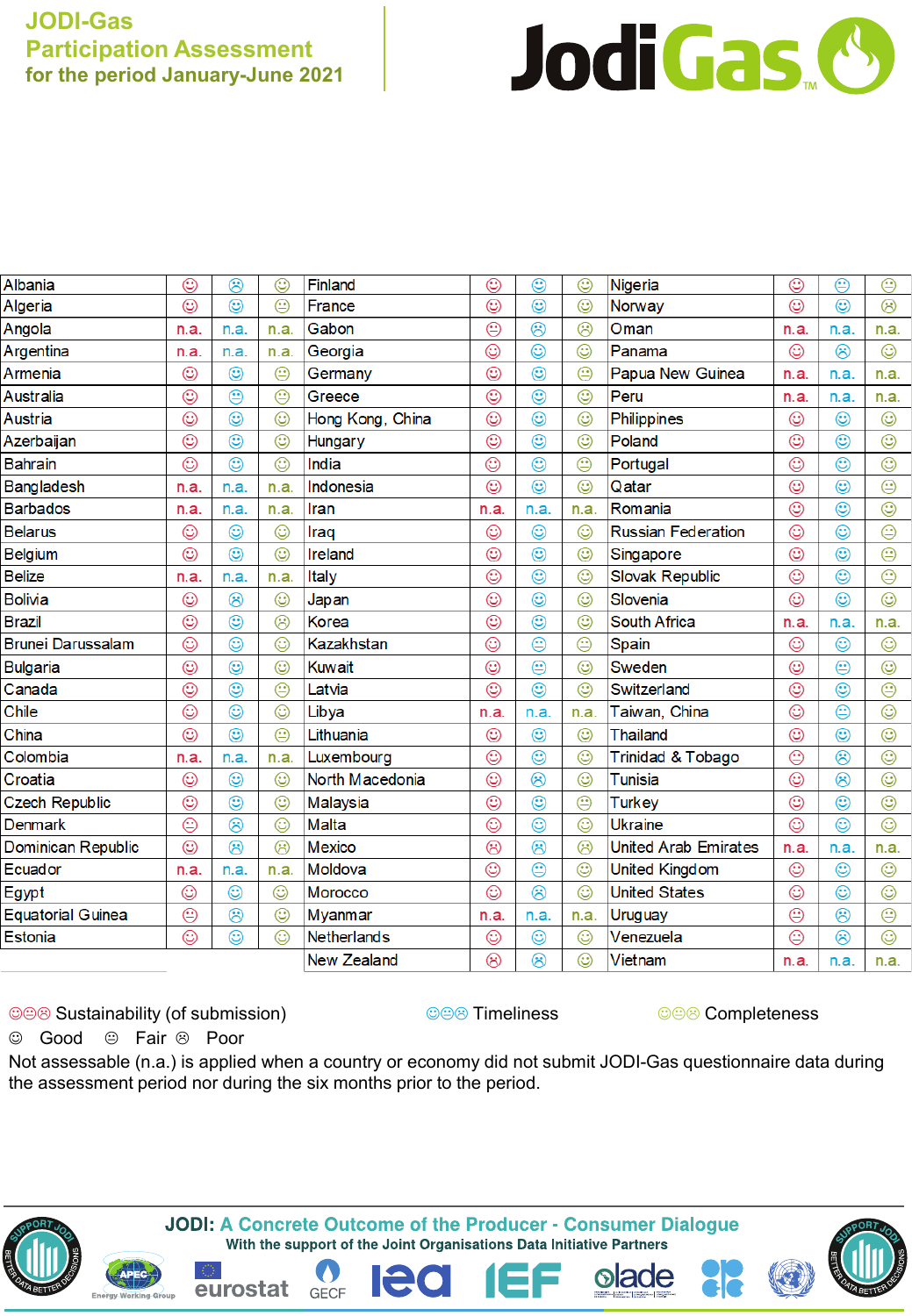# JODI-Gas Participation Assessment for the period January-June 2021

| | | | | | | | | | | | |
|---|---|---|---|---|---|---|---|---|---|---|---|
| Albania | ☺ | ☹ | ☺ | Finland | ☺ | ☺ | ☺ | Nigeria | ☺ | 😐 | 😐 |
| Algeria | ☺ | ☺ | 😐 | France | ☺ | ☺ | ☺ | Norway | ☺ | ☺ | ☹ |
| Angola | n.a. | n.a. | n.a. | Gabon | 😐 | ☹ | ☹ | Oman | n.a. | n.a. | n.a. |
| Argentina | n.a. | n.a. | n.a. | Georgia | ☺ | ☺ | ☺ | Panama | ☺ | ☹ | ☺ |
| Armenia | ☺ | ☺ | 😐 | Germany | ☺ | ☺ | 😐 | Papua New Guinea | n.a. | n.a. | n.a. |
| Australia | ☺ | ☺ | 😐 | Greece | ☺ | ☺ | ☺ | Peru | n.a. | n.a. | n.a. |
| Austria | ☺ | ☺ | ☺ | Hong Kong, China | ☺ | ☺ | ☺ | Philippines | ☺ | ☺ | ☺ |
| Azerbaijan | ☺ | ☺ | ☺ | Hungary | ☺ | ☺ | ☺ | Poland | ☺ | ☺ | ☺ |
| Bahrain | ☺ | ☺ | ☺ | India | ☺ | ☺ | 😐 | Portugal | ☺ | ☺ | ☺ |
| Bangladesh | n.a. | n.a. | n.a. | Indonesia | ☺ | ☺ | ☺ | Qatar | ☺ | ☺ | 😐 |
| Barbados | n.a. | n.a. | n.a. | Iran | n.a. | n.a. | n.a. | Romania | ☺ | ☺ | ☺ |
| Belarus | ☺ | ☺ | ☺ | Iraq | ☺ | ☺ | ☺ | Russian Federation | ☺ | ☺ | 😐 |
| Belgium | ☺ | ☺ | ☺ | Ireland | ☺ | ☺ | ☺ | Singapore | ☺ | ☺ | 😐 |
| Belize | n.a. | n.a. | n.a. | Italy | ☺ | ☺ | ☺ | Slovak Republic | ☺ | ☺ | 😐 |
| Bolivia | ☺ | ☹ | ☺ | Japan | ☺ | ☺ | ☺ | Slovenia | ☺ | ☺ | ☺ |
| Brazil | ☺ | ☺ | ☹ | Korea | ☺ | ☺ | ☺ | South Africa | n.a. | n.a. | n.a. |
| Brunei Darussalam | ☺ | ☺ | ☺ | Kazakhstan | ☺ | 😐 | 😐 | Spain | ☺ | ☺ | ☺ |
| Bulgaria | ☺ | ☺ | ☺ | Kuwait | ☺ | 😐 | ☺ | Sweden | ☺ | 😐 | ☺ |
| Canada | ☺ | ☺ | 😐 | Latvia | ☺ | ☺ | ☺ | Switzerland | ☺ | ☺ | 😐 |
| Chile | ☺ | ☺ | ☺ | Libya | n.a. | n.a. | n.a. | Taiwan, China | ☺ | 😐 | ☺ |
| China | ☺ | ☺ | 😐 | Lithuania | ☺ | ☺ | ☺ | Thailand | ☺ | ☺ | ☺ |
| Colombia | n.a. | n.a. | n.a. | Luxembourg | ☺ | ☺ | ☺ | Trinidad & Tobago | 😐 | ☹ | ☺ |
| Croatia | ☺ | ☺ | ☺ | North Macedonia | ☺ | ☹ | ☺ | Tunisia | ☺ | ☹ | ☺ |
| Czech Republic | ☺ | ☺ | ☺ | Malaysia | ☺ | ☺ | 😐 | Turkey | ☺ | ☺ | ☺ |
| Denmark | 😐 | ☹ | ☺ | Malta | ☺ | ☺ | ☺ | Ukraine | 😐 | ☺ | ☺ |
| Dominican Republic | ☺ | ☹ | ☹ | Mexico | ☹ | ☹ | ☹ | United Arab Emirates | n.a. | n.a. | n.a. |
| Ecuador | n.a. | n.a. | n.a. | Moldova | ☺ | 😐 | ☺ | United Kingdom | ☺ | ☺ | ☺ |
| Egypt | ☺ | ☺ | ☺ | Morocco | ☺ | ☹ | ☺ | United States | ☺ | ☺ | ☺ |
| Equatorial Guinea | 😐 | ☹ | ☺ | Myanmar | n.a. | n.a. | n.a. | Uruguay | 😐 | ☹ | 😐 |
| Estonia | ☺ | ☺ | ☺ | Netherlands | ☺ | ☺ | ☺ | Venezuela | 😐 | ☹ | ☺ |
| | | | | New Zealand | ☹ | ☹ | ☺ | Vietnam | n.a. | n.a. | n.a. |

☺😐☹ Sustainability (of submission) ☺😐☹ Timeliness ☺😐☹ Completeness

☺ Good 😐 Fair ☹ Poor

Not assessable (n.a.) is applied when a country or economy did not submit JODI-Gas questionnaire data during the assessment period nor during the six months prior to the period.

**JODI: A Concrete Outcome of the Producer - Consumer Dialogue**

With the support of the Joint Organisations Data Initiative Partners